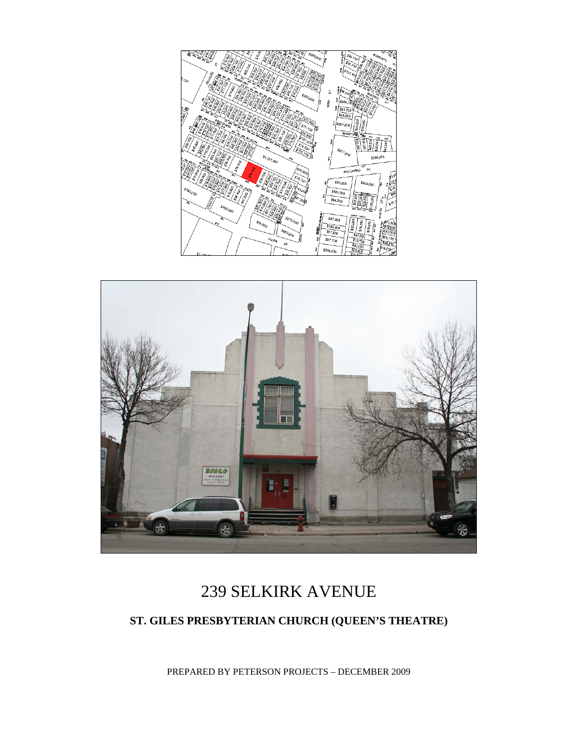# 239 SELKIRK AVENUE

## ST. GILES PRESBYTERIAN CHURCH (QUEEN'S THEATRE)

PREPARED BY PETERSON PROJECTS – DECEMBER 2009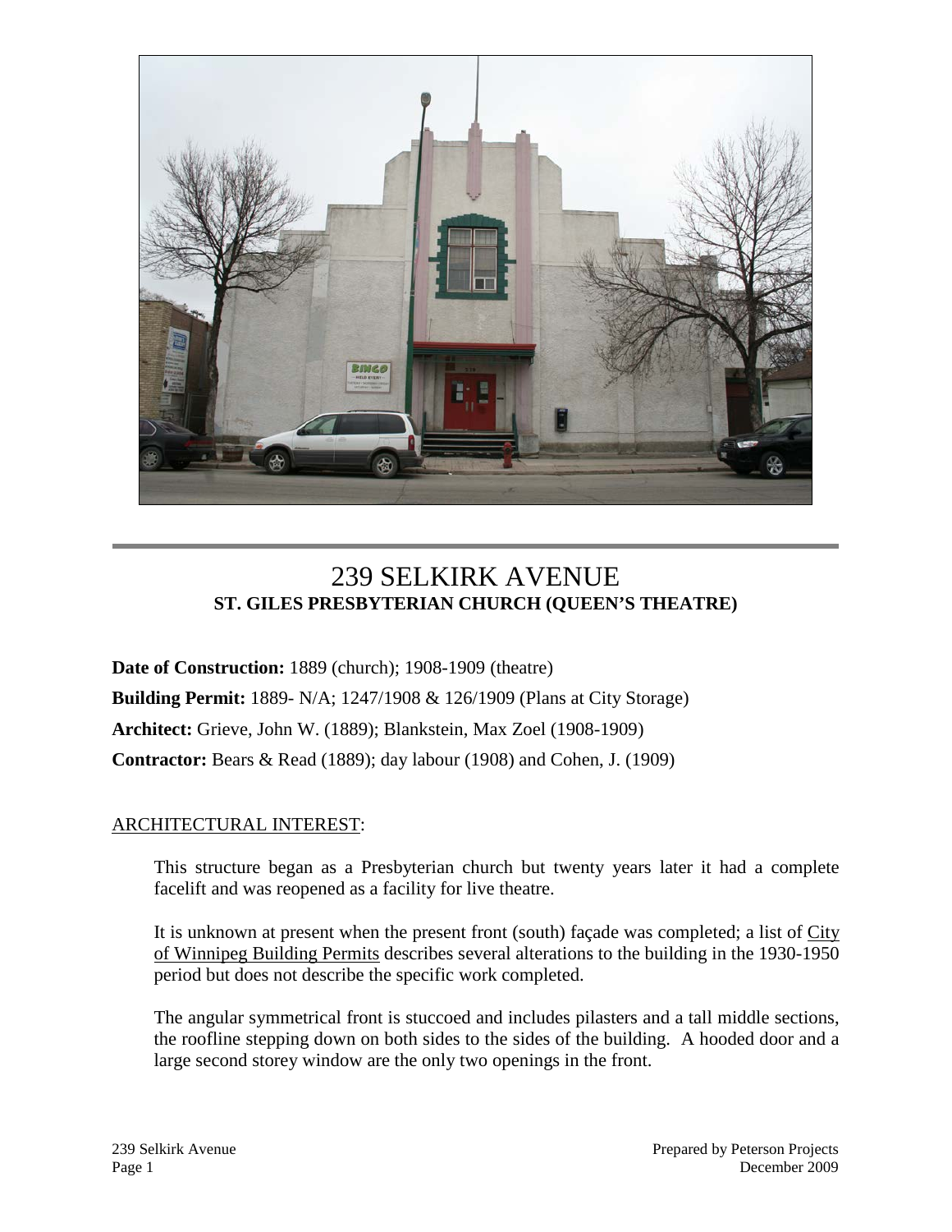# 239 SELKIRK AVENUE

## ST. GILES PRESBYTERIAN CHURCH (QUEEN'S THEATRE)

**Date of Construction:** 1889 (church); 1908-1909 (theatre)

**Building Permit:** 1889- N/A; 1247/1908 & 126/1909 (Plans at City Storage)

**Architect:** Grieve, John W. (1889); Blankstein, Max Zoel (1908-1909)

**Contractor:** Bears & Read (1889); day labour (1908) and Cohen, J. (1909)

ARCHITECTURAL INTEREST:

This structure began as a Presbyterian church but twenty years later it had a complete facelift and was reopened as a facility for live theatre.

It is unknown at present when the present front (south) façade was completed; a list of City of Winnipeg Building Permits describes several alterations to the building in the 1930-1950 period but does not describe the specific work completed.

The angular symmetrical front is stuccoed and includes pilasters and a tall middle sections, the roofline stepping down on both sides to the sides of the building. A hooded door and a large second storey window are the only two openings in the front.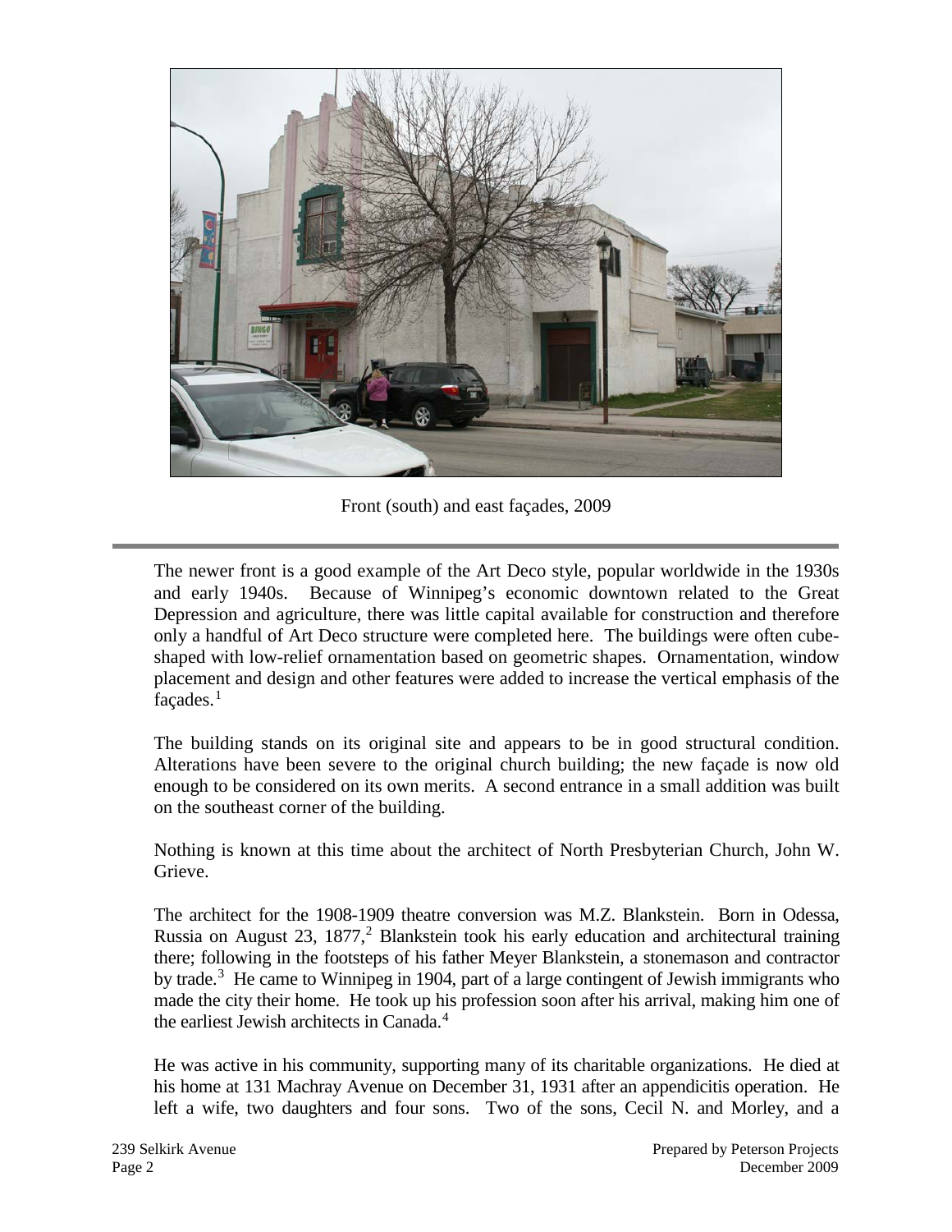Front (south) and east façades, 2009

The newer front is a good example of the Art Deco style, popular worldwide in the 1930s and early 1940s. Because of Winnipeg's economic downtown related to the Great Depression and agriculture, there was little capital available for construction and therefore only a handful of Art Deco structure were completed here. The buildings were often cube-shaped with low-relief ornamentation based on geometric shapes. Ornamentation, window placement and design and other features were added to increase the vertical emphasis of the façades.[1]

The building stands on its original site and appears to be in good structural condition. Alterations have been severe to the original church building; the new façade is now old enough to be considered on its own merits. A second entrance in a small addition was built on the southeast corner of the building.

Nothing is known at this time about the architect of North Presbyterian Church, John W. Grieve.

The architect for the 1908-1909 theatre conversion was M.Z. Blankstein. Born in Odessa, Russia on August 23, 1877,[2] Blankstein took his early education and architectural training there; following in the footsteps of his father Meyer Blankstein, a stonemason and contractor by trade.[3] He came to Winnipeg in 1904, part of a large contingent of Jewish immigrants who made the city their home. He took up his profession soon after his arrival, making him one of the earliest Jewish architects in Canada.[4]

He was active in his community, supporting many of its charitable organizations. He died at his home at 131 Machray Avenue on December 31, 1931 after an appendicitis operation. He left a wife, two daughters and four sons. Two of the sons, Cecil N. and Morley, and a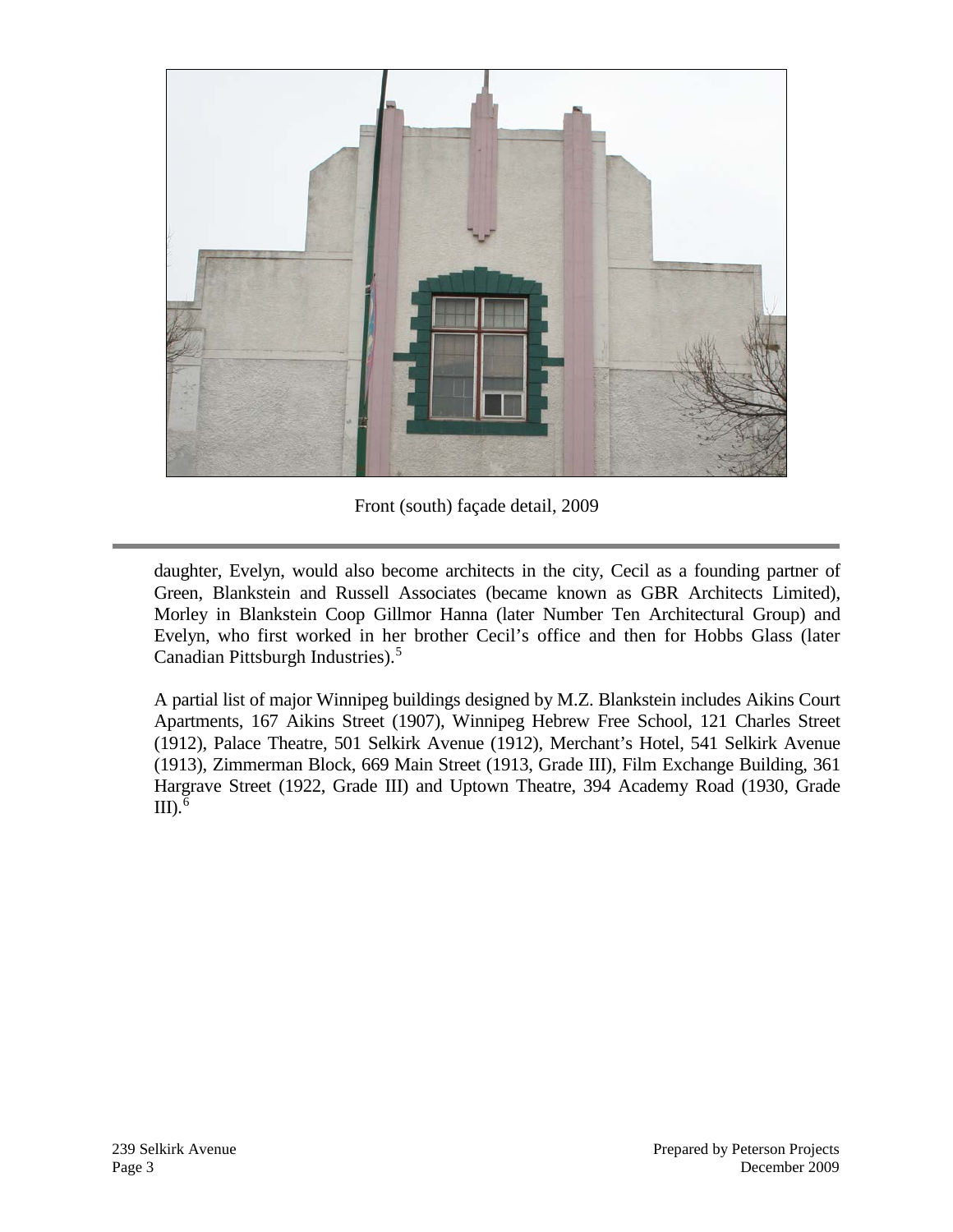Front (south) façade detail, 2009

daughter, Evelyn, would also become architects in the city, Cecil as a founding partner of Green, Blankstein and Russell Associates (became known as GBR Architects Limited), Morley in Blankstein Coop Gillmor Hanna (later Number Ten Architectural Group) and Evelyn, who first worked in her brother Cecil's office and then for Hobbs Glass (later Canadian Pittsburgh Industries).[5]

A partial list of major Winnipeg buildings designed by M.Z. Blankstein includes Aikins Court Apartments, 167 Aikins Street (1907), Winnipeg Hebrew Free School, 121 Charles Street (1912), Palace Theatre, 501 Selkirk Avenue (1912), Merchant's Hotel, 541 Selkirk Avenue (1913), Zimmerman Block, 669 Main Street (1913, Grade III), Film Exchange Building, 361 Hargrave Street (1922, Grade III) and Uptown Theatre, 394 Academy Road (1930, Grade III).[6]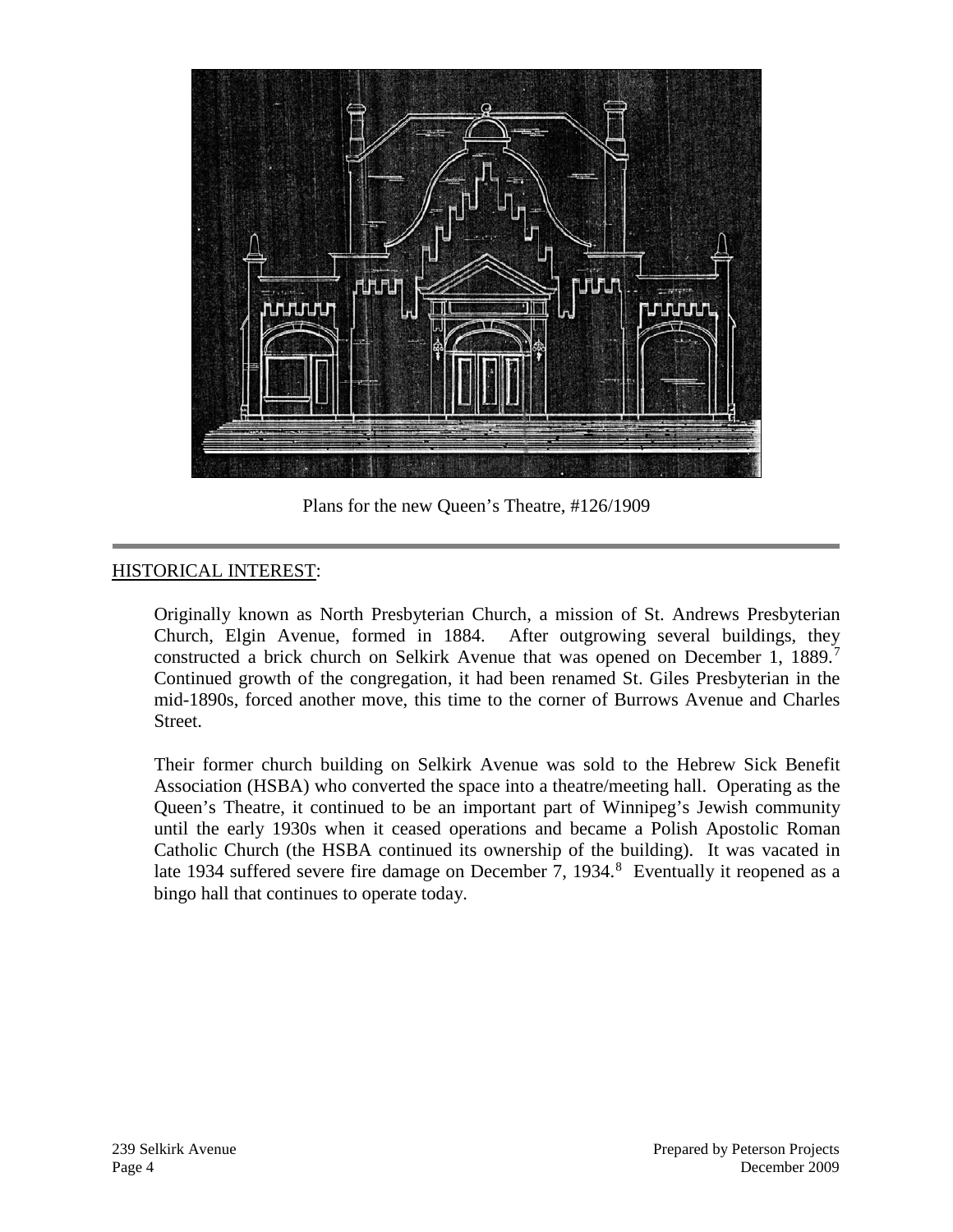Plans for the new Queen's Theatre, #126/1909

---

HISTORICAL INTEREST:

Originally known as North Presbyterian Church, a mission of St. Andrews Presbyterian Church, Elgin Avenue, formed in 1884. After outgrowing several buildings, they constructed a brick church on Selkirk Avenue that was opened on December 1, 1889.[7] Continued growth of the congregation, it had been renamed St. Giles Presbyterian in the mid-1890s, forced another move, this time to the corner of Burrows Avenue and Charles Street.

Their former church building on Selkirk Avenue was sold to the Hebrew Sick Benefit Association (HSBA) who converted the space into a theatre/meeting hall. Operating as the Queen's Theatre, it continued to be an important part of Winnipeg's Jewish community until the early 1930s when it ceased operations and became a Polish Apostolic Roman Catholic Church (the HSBA continued its ownership of the building). It was vacated in late 1934 suffered severe fire damage on December 7, 1934.[8] Eventually it reopened as a bingo hall that continues to operate today.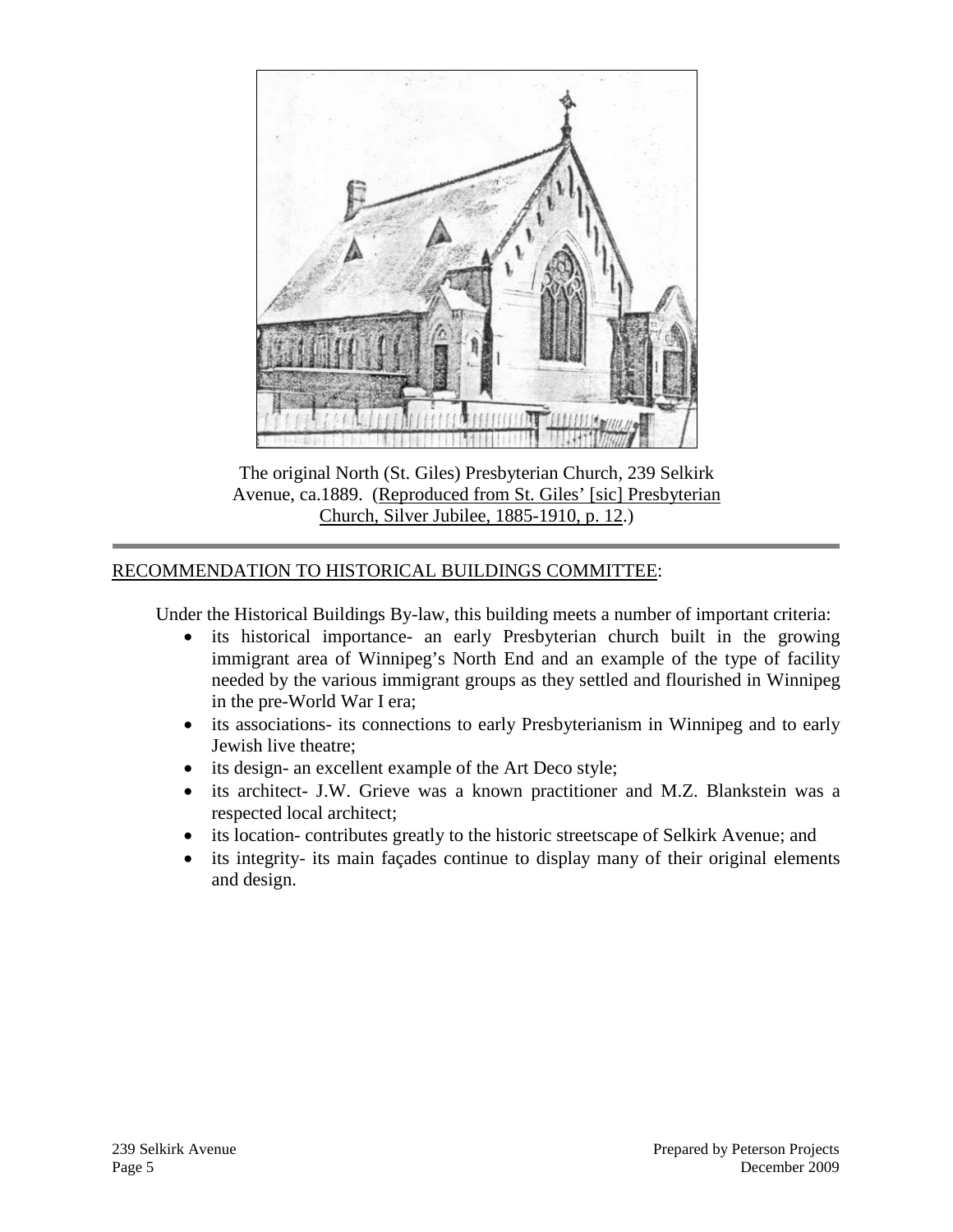The original North (St. Giles) Presbyterian Church, 239 Selkirk Avenue, ca.1889. (Reproduced from St. Giles' [sic] Presbyterian Church, Silver Jubilee, 1885-1910, p. 12.)

---

RECOMMENDATION TO HISTORICAL BUILDINGS COMMITTEE:

Under the Historical Buildings By-law, this building meets a number of important criteria:

- its historical importance- an early Presbyterian church built in the growing immigrant area of Winnipeg's North End and an example of the type of facility needed by the various immigrant groups as they settled and flourished in Winnipeg in the pre-World War I era;
- its associations- its connections to early Presbyterianism in Winnipeg and to early Jewish live theatre;
- its design- an excellent example of the Art Deco style;
- its architect- J.W. Grieve was a known practitioner and M.Z. Blankstein was a respected local architect;
- its location- contributes greatly to the historic streetscape of Selkirk Avenue; and
- its integrity- its main façades continue to display many of their original elements and design.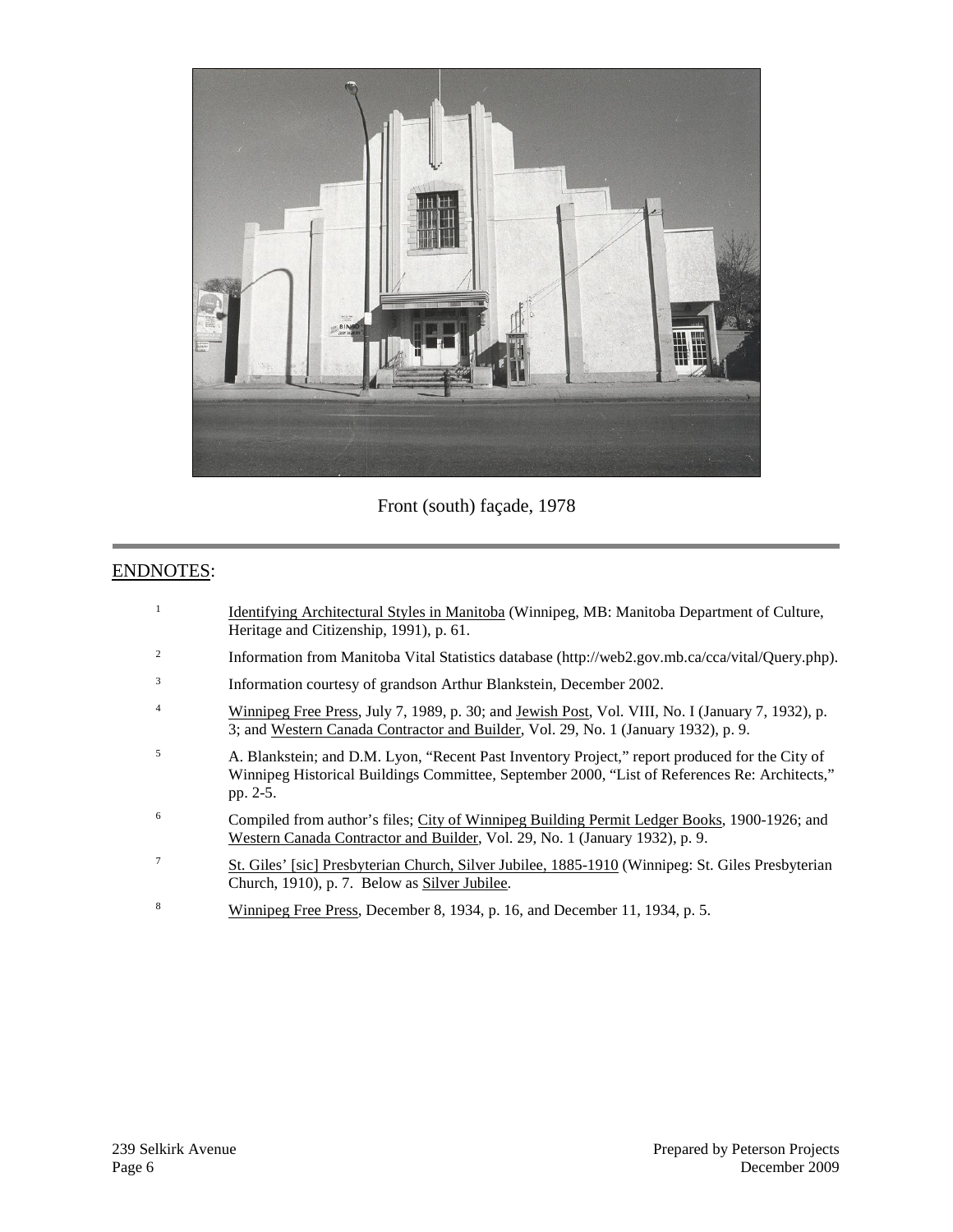Front (south) façade, 1978

## ENDNOTES:

1. Identifying Architectural Styles in Manitoba (Winnipeg, MB: Manitoba Department of Culture, Heritage and Citizenship, 1991), p. 61.
2. Information from Manitoba Vital Statistics database (http://web2.gov.mb.ca/cca/vital/Query.php).
3. Information courtesy of grandson Arthur Blankstein, December 2002.
4. Winnipeg Free Press, July 7, 1989, p. 30; and Jewish Post, Vol. VIII, No. I (January 7, 1932), p. 3; and Western Canada Contractor and Builder, Vol. 29, No. 1 (January 1932), p. 9.
5. A. Blankstein; and D.M. Lyon, "Recent Past Inventory Project," report produced for the City of Winnipeg Historical Buildings Committee, September 2000, "List of References Re: Architects," pp. 2-5.
6. Compiled from author's files; City of Winnipeg Building Permit Ledger Books, 1900-1926; and Western Canada Contractor and Builder, Vol. 29, No. 1 (January 1932), p. 9.
7. St. Giles' [sic] Presbyterian Church, Silver Jubilee, 1885-1910 (Winnipeg: St. Giles Presbyterian Church, 1910), p. 7. Below as Silver Jubilee.
8. Winnipeg Free Press, December 8, 1934, p. 16, and December 11, 1934, p. 5.